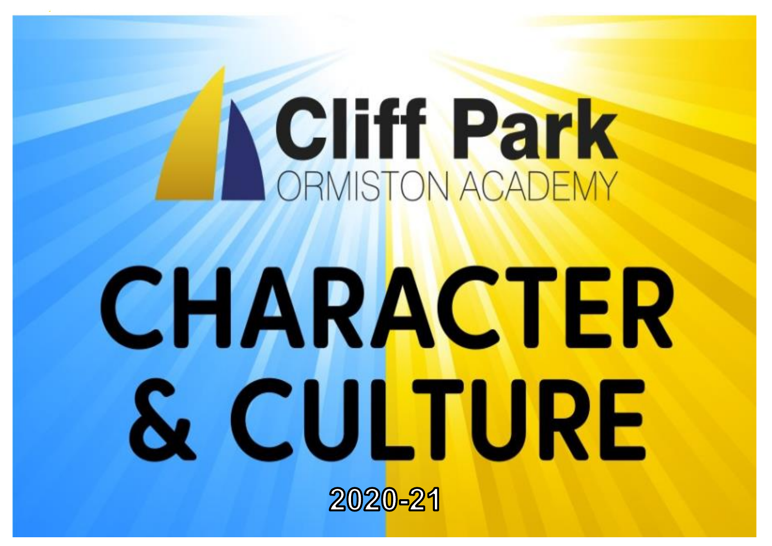# Cliff Park

ORMISTON ACADEMY

# CHARACTER & CULTURE

2020-21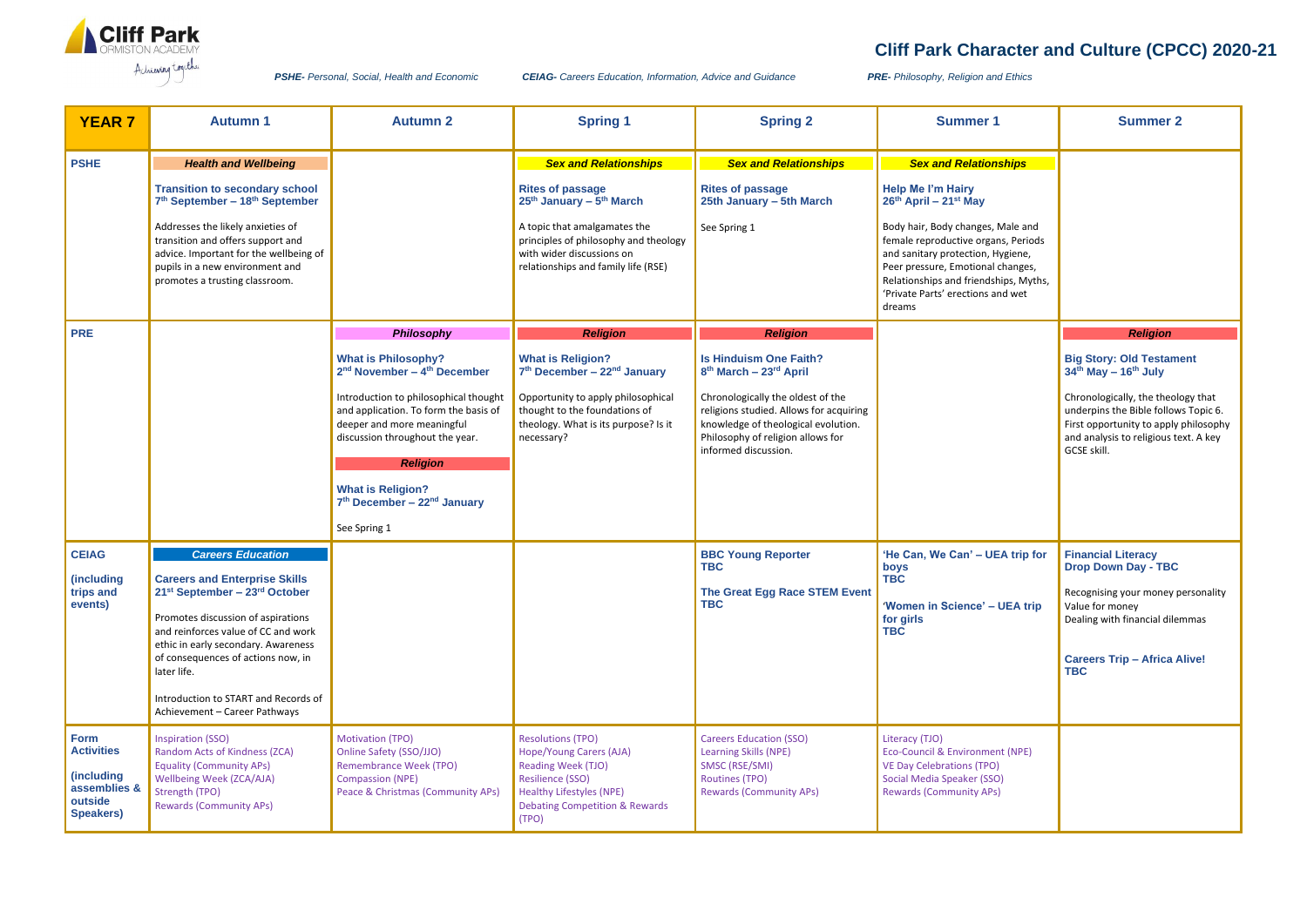# Cliff Park Character and Culture (CPCC) 2020-21

*PSHE- Personal, Social, Health and Economic* *CEIAG- Careers Education, Information, Advice and Guidance* *PRE- Philosophy, Religion and Ethics*

| YEAR 7 | Autumn 1 | Autumn 2 | Spring 1 | Spring 2 | Summer 1 | Summer 2 |
|---|---|---|---|---|---|---|
| **PSHE** | ***Health and Wellbeing***<br><br>**Transition to secondary school**<br>**7th September – 18th September**<br><br>Addresses the likely anxieties of transition and offers support and advice. Important for the wellbeing of pupils in a new environment and promotes a trusting classroom. | | ***Sex and Relationships***<br><br>**Rites of passage**<br>**25th January – 5th March**<br><br>A topic that amalgamates the principles of philosophy and theology with wider discussions on relationships and family life (RSE) | ***Sex and Relationships***<br><br>**Rites of passage**<br>**25th January – 5th March**<br><br>See Spring 1 | ***Sex and Relationships***<br><br>**Help Me I'm Hairy**<br>**26th April – 21st May**<br><br>Body hair, Body changes, Male and female reproductive organs, Periods and sanitary protection, Hygiene, Peer pressure, Emotional changes, Relationships and friendships, Myths, 'Private Parts' erections and wet dreams | |
| **PRE** | | ***Philosophy***<br><br>**What is Philosophy?**<br>**2nd November – 4th December**<br><br>Introduction to philosophical thought and application. To form the basis of deeper and more meaningful discussion throughout the year.<br><br>***Religion***<br><br>**What is Religion?**<br>**7th December – 22nd January**<br><br>See Spring 1 | ***Religion***<br><br>**What is Religion?**<br>**7th December – 22nd January**<br><br>Opportunity to apply philosophical thought to the foundations of theology. What is its purpose? Is it necessary? | ***Religion***<br><br>**Is Hinduism One Faith?**<br>**8th March – 23rd April**<br><br>Chronologically the oldest of the religions studied. Allows for acquiring knowledge of theological evolution. Philosophy of religion allows for informed discussion. | | ***Religion***<br><br>**Big Story: Old Testament**<br>**34th May – 16th July**<br><br>Chronologically, the theology that underpins the Bible follows Topic 6. First opportunity to apply philosophy and analysis to religious text. A key GCSE skill. |
| **CEIAG**<br><br>**(including trips and events)** | ***Careers Education***<br><br>**Careers and Enterprise Skills**<br>**21st September – 23rd October**<br><br>Promotes discussion of aspirations and reinforces value of CC and work ethic in early secondary. Awareness of consequences of actions now, in later life.<br><br>Introduction to START and Records of Achievement – Career Pathways | | | **BBC Young Reporter**<br>**TBC**<br><br>**The Great Egg Race STEM Event**<br>**TBC** | **'He Can, We Can' – UEA trip for boys**<br>**TBC**<br><br>**'Women in Science' – UEA trip for girls**<br>**TBC** | **Financial Literacy**<br>**Drop Down Day - TBC**<br><br>Recognising your money personality<br>Value for money<br>Dealing with financial dilemmas<br><br>**Careers Trip – Africa Alive!**<br>**TBC** |
| **Form Activities**<br><br>**(including assemblies & outside Speakers)** | Inspiration (SSO)<br>Random Acts of Kindness (ZCA)<br>Equality (Community APs)<br>Wellbeing Week (ZCA/AJA)<br>Strength (TPO)<br>Rewards (Community APs) | Motivation (TPO)<br>Online Safety (SSO/JJO)<br>Remembrance Week (TPO)<br>Compassion (NPE)<br>Peace & Christmas (Community APs) | Resolutions (TPO)<br>Hope/Young Carers (AJA)<br>Reading Week (TJO)<br>Resilience (SSO)<br>Healthy Lifestyles (NPE)<br>Debating Competition & Rewards (TPO) | Careers Education (SSO)<br>Learning Skills (NPE)<br>SMSC (RSE/SMI)<br>Routines (TPO)<br>Rewards (Community APs) | Literacy (TJO)<br>Eco-Council & Environment (NPE)<br>VE Day Celebrations (TPO)<br>Social Media Speaker (SSO)<br>Rewards (Community APs) | |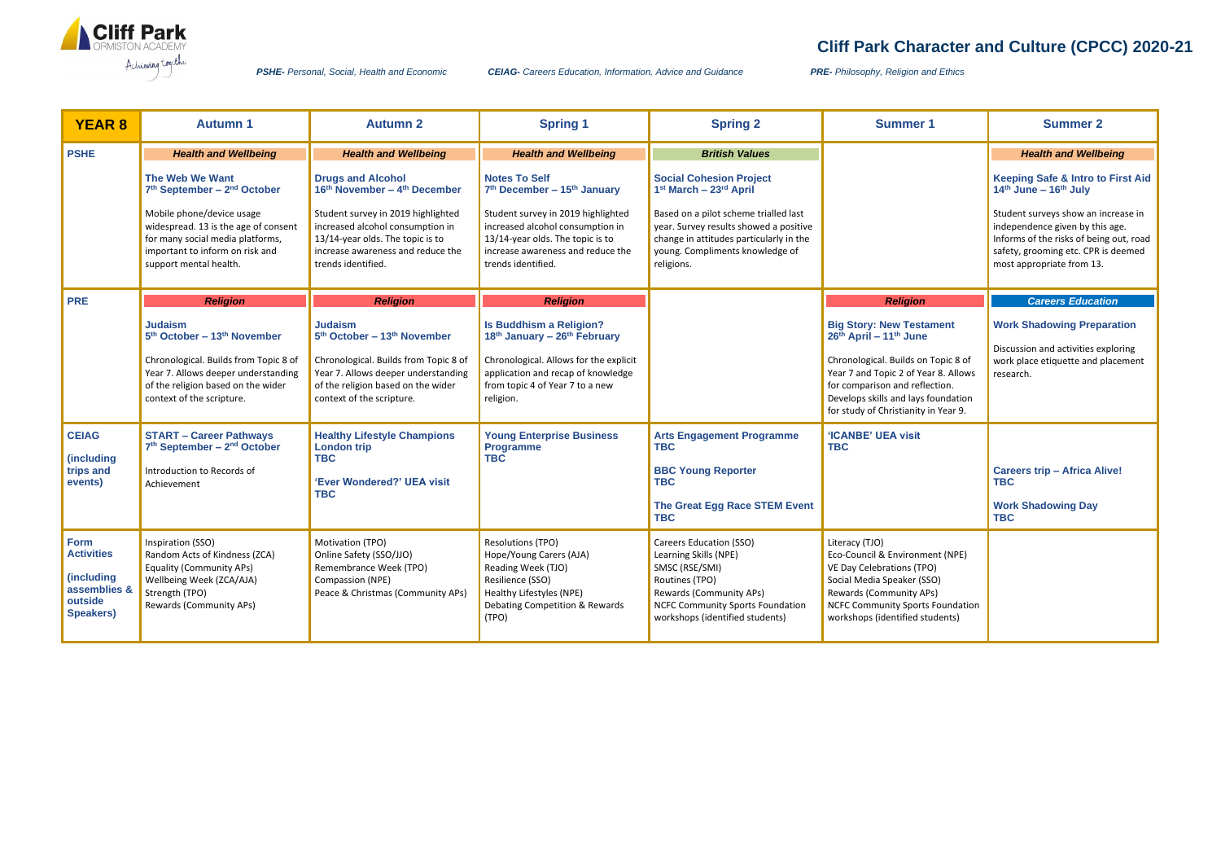# Cliff Park Character and Culture (CPCC) 2020-21

*PSHE- Personal, Social, Health and Economic* *CEIAG- Careers Education, Information, Advice and Guidance* *PRE- Philosophy, Religion and Ethics*

| YEAR 8 | Autumn 1 | Autumn 2 | Spring 1 | Spring 2 | Summer 1 | Summer 2 |
|---|---|---|---|---|---|---|
| **PSHE** | ***Health and Wellbeing*** <br> **The Web We Want** <br> **7th September – 2nd October** <br> Mobile phone/device usage widespread. 13 is the age of consent for many social media platforms, important to inform on risk and support mental health. | ***Health and Wellbeing*** <br> **Drugs and Alcohol** <br> **16th November – 4th December** <br> Student survey in 2019 highlighted increased alcohol consumption in 13/14-year olds. The topic is to increase awareness and reduce the trends identified. | ***Health and Wellbeing*** <br> **Notes To Self** <br> **7th December – 15th January** <br> Student survey in 2019 highlighted increased alcohol consumption in 13/14-year olds. The topic is to increase awareness and reduce the trends identified. | ***British Values*** <br> **Social Cohesion Project** <br> **1st March – 23rd April** <br> Based on a pilot scheme trialled last year. Survey results showed a positive change in attitudes particularly in the young. Compliments knowledge of religions. | | ***Health and Wellbeing*** <br> **Keeping Safe & Intro to First Aid** <br> **14th June – 16th July** <br> Student surveys show an increase in independence given by this age. Informs of the risks of being out, road safety, grooming etc. CPR is deemed most appropriate from 13. |
| **PRE** | ***Religion*** <br> **Judaism** <br> **5th October – 13th November** <br> Chronological. Builds from Topic 8 of Year 7. Allows deeper understanding of the religion based on the wider context of the scripture. | ***Religion*** <br> **Judaism** <br> **5th October – 13th November** <br> Chronological. Builds from Topic 8 of Year 7. Allows deeper understanding of the religion based on the wider context of the scripture. | ***Religion*** <br> **Is Buddhism a Religion?** <br> **18th January – 26th February** <br> Chronological. Allows for the explicit application and recap of knowledge from topic 4 of Year 7 to a new religion. | | ***Religion*** <br> **Big Story: New Testament** <br> **26th April – 11th June** <br> Chronological. Builds on Topic 8 of Year 7 and Topic 2 of Year 8. Allows for comparison and reflection. Develops skills and lays foundation for study of Christianity in Year 9. | ***Careers Education*** <br> **Work Shadowing Preparation** <br> Discussion and activities exploring work place etiquette and placement research. |
| **CEIAG** <br> **(including trips and events)** | **START – Career Pathways** <br> **7th September – 2nd October** <br> Introduction to Records of Achievement | **Healthy Lifestyle Champions London trip** <br> **TBC** <br> **'Ever Wondered?' UEA visit** <br> **TBC** | **Young Enterprise Business Programme** <br> **TBC** | **Arts Engagement Programme** <br> **TBC** <br> **BBC Young Reporter** <br> **TBC** <br> **The Great Egg Race STEM Event** <br> **TBC** | **'ICANBE' UEA visit** <br> **TBC** | **Careers trip – Africa Alive!** <br> **TBC** <br> **Work Shadowing Day** <br> **TBC** |
| **Form Activities** <br> **(including assemblies & outside Speakers)** | Inspiration (SSO) <br> Random Acts of Kindness (ZCA) <br> Equality (Community APs) <br> Wellbeing Week (ZCA/AJA) <br> Strength (TPO) <br> Rewards (Community APs) | Motivation (TPO) <br> Online Safety (SSO/JJO) <br> Remembrance Week (TPO) <br> Compassion (NPE) <br> Peace & Christmas (Community APs) | Resolutions (TPO) <br> Hope/Young Carers (AJA) <br> Reading Week (TJO) <br> Resilience (SSO) <br> Healthy Lifestyles (NPE) <br> Debating Competition & Rewards (TPO) | Careers Education (SSO) <br> Learning Skills (NPE) <br> SMSC (RSE/SMI) <br> Routines (TPO) <br> Rewards (Community APs) <br> NCFC Community Sports Foundation workshops (identified students) | Literacy (TJO) <br> Eco-Council & Environment (NPE) <br> VE Day Celebrations (TPO) <br> Social Media Speaker (SSO) <br> Rewards (Community APs) <br> NCFC Community Sports Foundation workshops (identified students) | |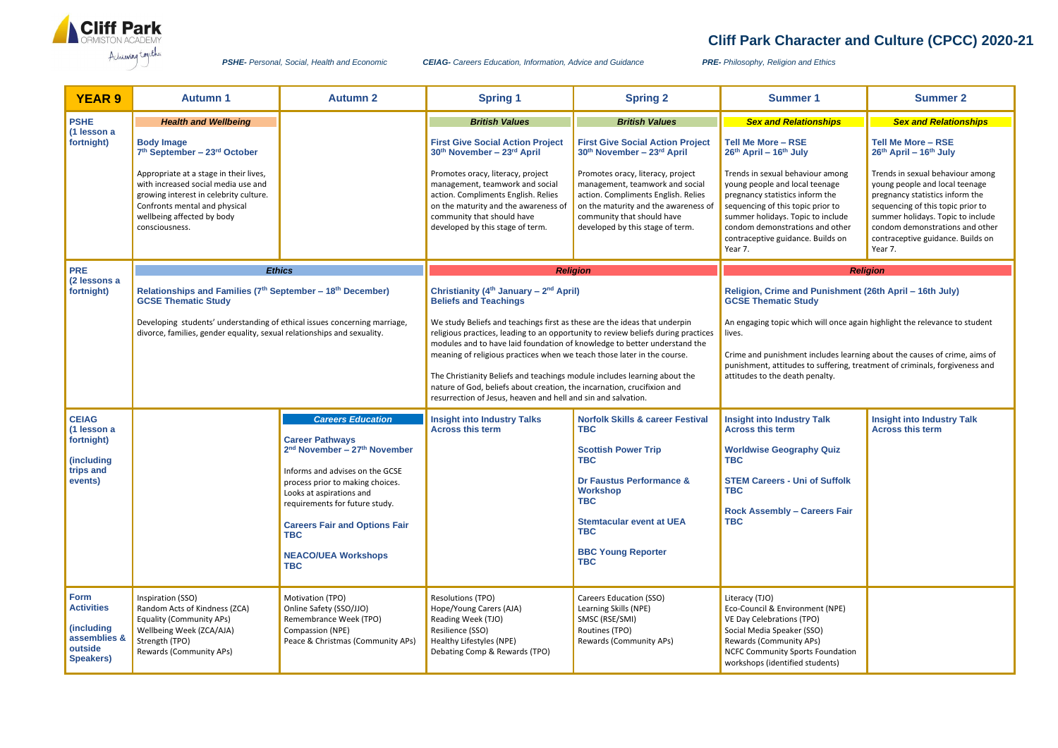# Cliff Park Character and Culture (CPCC) 2020-21

Cliff Park Ormiston Academy — Achieving together

*PSHE- Personal, Social, Health and Economic* *CEIAG- Careers Education, Information, Advice and Guidance* *PRE- Philosophy, Religion and Ethics*

| YEAR 9 | Autumn 1 | Autumn 2 | Spring 1 | Spring 2 | Summer 1 | Summer 2 |
|---|---|---|---|---|---|---|
| **PSHE** (1 lesson a fortnight) | ***Health and Wellbeing*** **Body Image** **7th September – 23rd October** Appropriate at a stage in their lives, with increased social media use and growing interest in celebrity culture. Confronts mental and physical wellbeing affected by body consciousness. | | ***British Values*** **First Give Social Action Project** **30th November – 23rd April** Promotes oracy, literacy, project management, teamwork and social action. Compliments English. Relies on the maturity and the awareness of community that should have developed by this stage of term. | ***British Values*** **First Give Social Action Project** **30th November – 23rd April** Promotes oracy, literacy, project management, teamwork and social action. Compliments English. Relies on the maturity and the awareness of community that should have developed by this stage of term. | ***Sex and Relationships*** **Tell Me More – RSE** **26th April – 16th July** Trends in sexual behaviour among young people and local teenage pregnancy statistics inform the sequencing of this topic prior to summer holidays. Topic to include condom demonstrations and other contraceptive guidance. Builds on Year 7. | ***Sex and Relationships*** **Tell Me More – RSE** **26th April – 16th July** Trends in sexual behaviour among young people and local teenage pregnancy statistics inform the sequencing of this topic prior to summer holidays. Topic to include condom demonstrations and other contraceptive guidance. Builds on Year 7. |
| **PRE** (2 lessons a fortnight) | ***Ethics*** **Relationships and Families (7th September – 18th December)** **GCSE Thematic Study** Developing students' understanding of ethical issues concerning marriage, divorce, families, gender equality, sexual relationships and sexuality. | | ***Religion*** **Christianity (4th January – 2nd April)** **Beliefs and Teachings** We study Beliefs and teachings first as these are the ideas that underpin religious practices, leading to an opportunity to review beliefs during practices modules and to have laid foundation of knowledge to better understand the meaning of religious practices when we teach those later in the course. The Christianity Beliefs and teachings module includes learning about the nature of God, beliefs about creation, the incarnation, crucifixion and resurrection of Jesus, heaven and hell and sin and salvation. | | ***Religion*** **Religion, Crime and Punishment (26th April – 16th July)** **GCSE Thematic Study** An engaging topic which will once again highlight the relevance to student lives. Crime and punishment includes learning about the causes of crime, aims of punishment, attitudes to suffering, treatment of criminals, forgiveness and attitudes to the death penalty. | |
| **CEIAG** (1 lesson a fortnight) (including trips and events) | | ***Careers Education*** **Career Pathways** **2nd November – 27th November** Informs and advises on the GCSE process prior to making choices. Looks at aspirations and requirements for future study. **Careers Fair and Options Fair** **TBC** **NEACO/UEA Workshops** **TBC** | **Insight into Industry Talks** **Across this term** | **Norfolk Skills & career Festival** **TBC** **Scottish Power Trip** **TBC** **Dr Faustus Performance & Workshop** **TBC** **Stemtacular event at UEA** **TBC** **BBC Young Reporter** **TBC** | **Insight into Industry Talk** **Across this term** **Worldwise Geography Quiz** **TBC** **STEM Careers - Uni of Suffolk** **TBC** **Rock Assembly – Careers Fair** **TBC** | **Insight into Industry Talk** **Across this term** |
| **Form Activities** (including assemblies & outside Speakers) | Inspiration (SSO)<br>Random Acts of Kindness (ZCA)<br>Equality (Community APs)<br>Wellbeing Week (ZCA/AJA)<br>Strength (TPO)<br>Rewards (Community APs) | Motivation (TPO)<br>Online Safety (SSO/JJO)<br>Remembrance Week (TPO)<br>Compassion (NPE)<br>Peace & Christmas (Community APs) | Resolutions (TPO)<br>Hope/Young Carers (AJA)<br>Reading Week (TJO)<br>Resilience (SSO)<br>Healthy Lifestyles (NPE)<br>Debating Comp & Rewards (TPO) | Careers Education (SSO)<br>Learning Skills (NPE)<br>SMSC (RSE/SMI)<br>Routines (TPO)<br>Rewards (Community APs) | Literacy (TJO)<br>Eco-Council & Environment (NPE)<br>VE Day Celebrations (TPO)<br>Social Media Speaker (SSO)<br>Rewards (Community APs)<br>NCFC Community Sports Foundation workshops (identified students) | |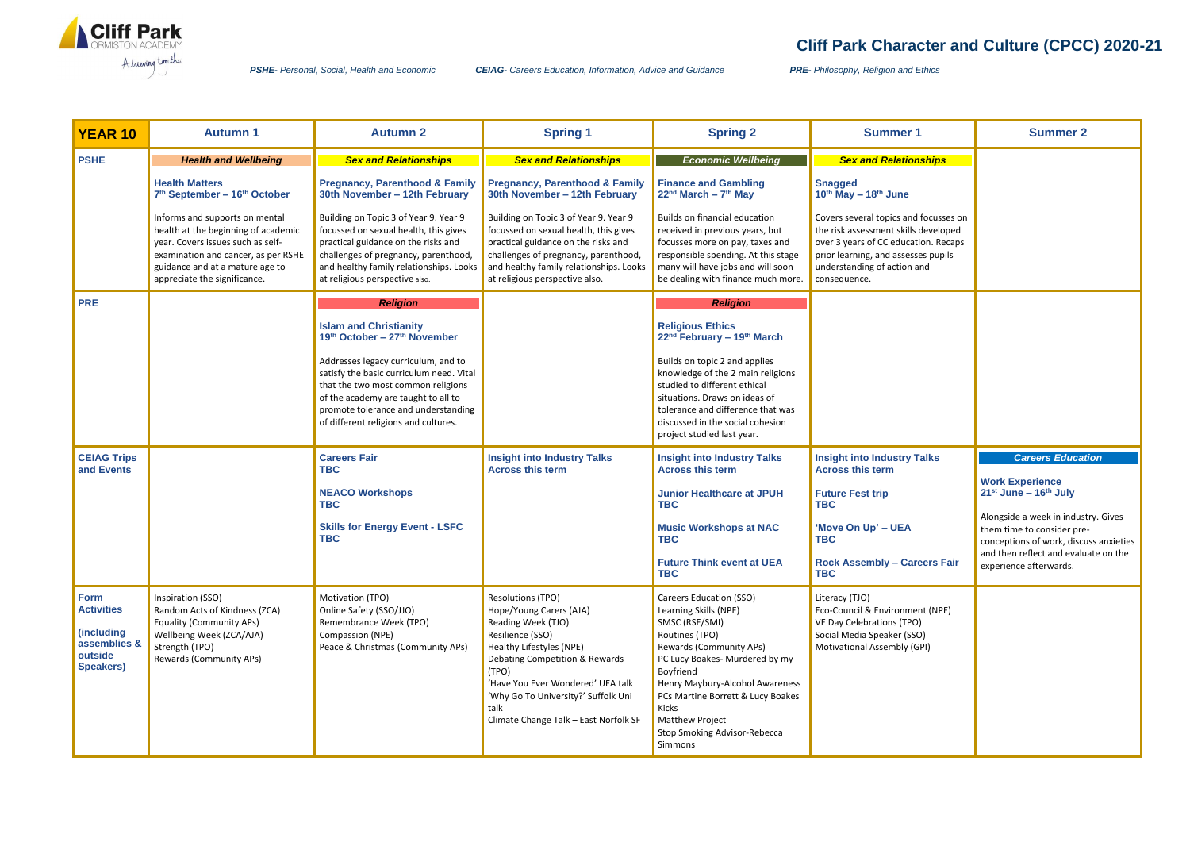# Cliff Park Character and Culture (CPCC) 2020-21

*PSHE- Personal, Social, Health and Economic* *CEIAG- Careers Education, Information, Advice and Guidance* *PRE- Philosophy, Religion and Ethics*

| YEAR 10 | Autumn 1 | Autumn 2 | Spring 1 | Spring 2 | Summer 1 | Summer 2 |
|---|---|---|---|---|---|---|
| **PSHE** | ***Health and Wellbeing*** **Health Matters** **7th September – 16th October** Informs and supports on mental health at the beginning of academic year. Covers issues such as self-examination and cancer, as per RSHE guidance and at a mature age to appreciate the significance. | ***Sex and Relationships*** **Pregnancy, Parenthood & Family** **30th November – 12th February** Building on Topic 3 of Year 9. Year 9 focussed on sexual health, this gives practical guidance on the risks and challenges of pregnancy, parenthood, and healthy family relationships. Looks at religious perspective also. | ***Sex and Relationships*** **Pregnancy, Parenthood & Family** **30th November – 12th February** Building on Topic 3 of Year 9. Year 9 focussed on sexual health, this gives practical guidance on the risks and challenges of pregnancy, parenthood, and healthy family relationships. Looks at religious perspective also. | ***Economic Wellbeing*** **Finance and Gambling** **22nd March – 7th May** Builds on financial education received in previous years, but focusses more on pay, taxes and responsible spending. At this stage many will have jobs and will soon be dealing with finance much more. | ***Sex and Relationships*** **Snagged** **10th May – 18th June** Covers several topics and focusses on the risk assessment skills developed over 3 years of CC education. Recaps prior learning, and assesses pupils understanding of action and consequence. | |
| **PRE** | | ***Religion*** **Islam and Christianity** **19th October – 27th November** Addresses legacy curriculum, and to satisfy the basic curriculum need. Vital that the two most common religions of the academy are taught to all to promote tolerance and understanding of different religions and cultures. | | ***Religion*** **Religious Ethics** **22nd February – 19th March** Builds on topic 2 and applies knowledge of the 2 main religions studied to different ethical situations. Draws on ideas of tolerance and difference that was discussed in the social cohesion project studied last year. | | |
| **CEIAG Trips and Events** | | **Careers Fair** **TBC** **NEACO Workshops** **TBC** **Skills for Energy Event - LSFC** **TBC** | **Insight into Industry Talks** **Across this term** | **Insight into Industry Talks** **Across this term** **Junior Healthcare at JPUH** **TBC** **Music Workshops at NAC** **TBC** **Future Think event at UEA** **TBC** | **Insight into Industry Talks** **Across this term** **Future Fest trip** **TBC** **'Move On Up' – UEA** **TBC** **Rock Assembly – Careers Fair** **TBC** | ***Careers Education*** **Work Experience** **21st June – 16th July** Alongside a week in industry. Gives them time to consider pre-conceptions of work, discuss anxieties and then reflect and evaluate on the experience afterwards. |
| **Form Activities (including assemblies & outside Speakers)** | Inspiration (SSO) Random Acts of Kindness (ZCA) Equality (Community APs) Wellbeing Week (ZCA/AJA) Strength (TPO) Rewards (Community APs) | Motivation (TPO) Online Safety (SSO/JJO) Remembrance Week (TPO) Compassion (NPE) Peace & Christmas (Community APs) | Resolutions (TPO) Hope/Young Carers (AJA) Reading Week (TJO) Resilience (SSO) Healthy Lifestyles (NPE) Debating Competition & Rewards (TPO) 'Have You Ever Wondered' UEA talk 'Why Go To University?' Suffolk Uni talk Climate Change Talk – East Norfolk SF | Careers Education (SSO) Learning Skills (NPE) SMSC (RSE/SMI) Routines (TPO) Rewards (Community APs) PC Lucy Boakes- Murdered by my Boyfriend Henry Maybury-Alcohol Awareness PCs Martine Borrett & Lucy Boakes Kicks Matthew Project Stop Smoking Advisor-Rebecca Simmons | Literacy (TJO) Eco-Council & Environment (NPE) VE Day Celebrations (TPO) Social Media Speaker (SSO) Motivational Assembly (GPI) | |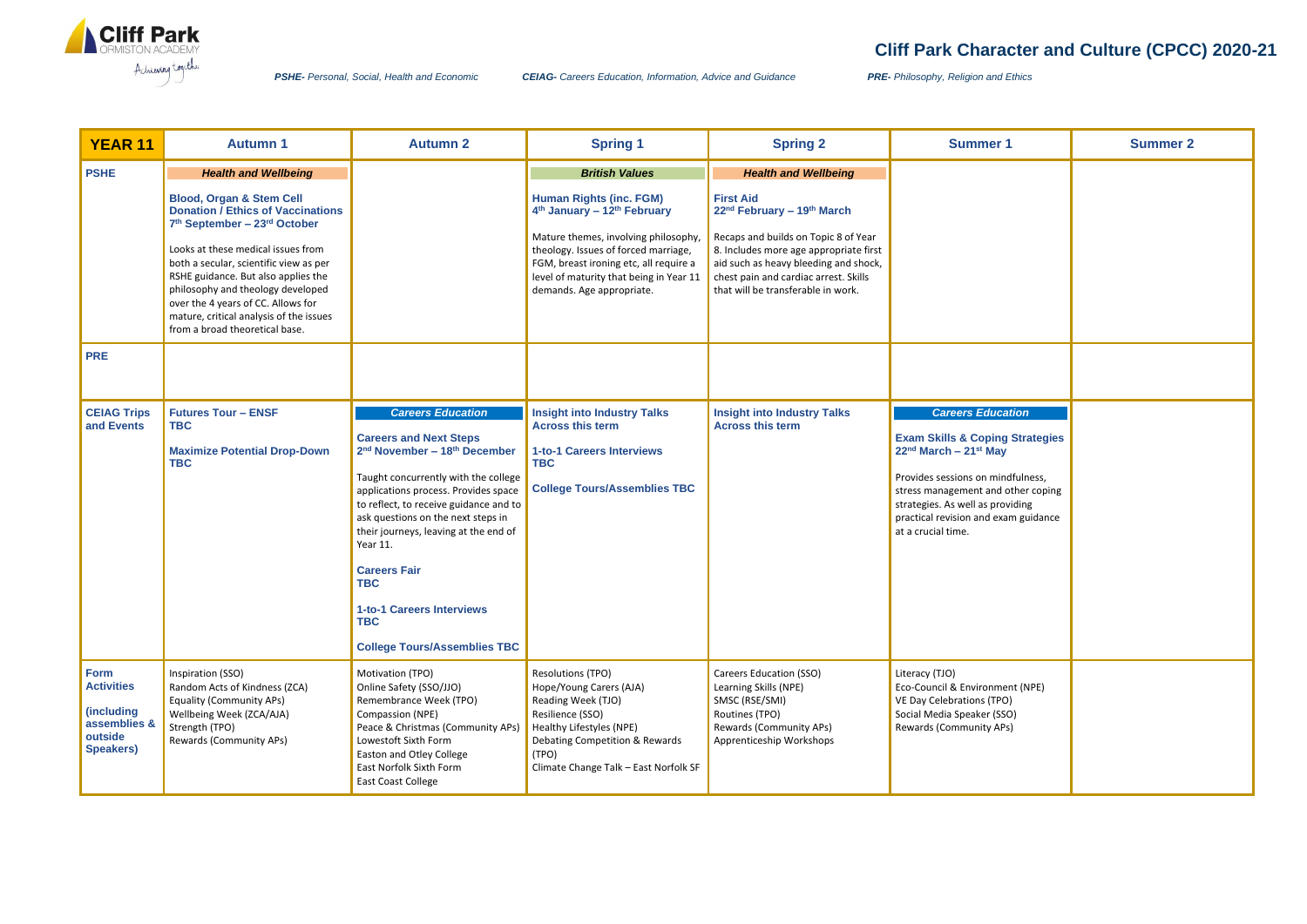# Cliff Park Character and Culture (CPCC) 2020-21

Cliff Park Ormiston Academy – Achieving together

*PSHE- Personal, Social, Health and Economic* *CEIAG- Careers Education, Information, Advice and Guidance* *PRE- Philosophy, Religion and Ethics*

| YEAR 11 | Autumn 1 | Autumn 2 | Spring 1 | Spring 2 | Summer 1 | Summer 2 |
|---|---|---|---|---|---|---|
| **PSHE** | ***Health and Wellbeing***<br><br>**Blood, Organ & Stem Cell Donation / Ethics of Vaccinations**<br>**7th September – 23rd October**<br><br>Looks at these medical issues from both a secular, scientific view as per RSHE guidance. But also applies the philosophy and theology developed over the 4 years of CC. Allows for mature, critical analysis of the issues from a broad theoretical base. | | ***British Values***<br><br>**Human Rights (inc. FGM)**<br>**4th January – 12th February**<br><br>Mature themes, involving philosophy, theology. Issues of forced marriage, FGM, breast ironing etc, all require a level of maturity that being in Year 11 demands. Age appropriate. | ***Health and Wellbeing***<br><br>**First Aid**<br>**22nd February – 19th March**<br><br>Recaps and builds on Topic 8 of Year 8. Includes more age appropriate first aid such as heavy bleeding and shock, chest pain and cardiac arrest. Skills that will be transferable in work. | | |
| **PRE** | | | | | | |
| **CEIAG Trips and Events** | **Futures Tour – ENSF**<br>**TBC**<br><br>**Maximize Potential Drop-Down**<br>**TBC** | ***Careers Education***<br><br>**Careers and Next Steps**<br>**2nd November – 18th December**<br><br>Taught concurrently with the college applications process. Provides space to reflect, to receive guidance and to ask questions on the next steps in their journeys, leaving at the end of Year 11.<br><br>**Careers Fair**<br>**TBC**<br><br>**1-to-1 Careers Interviews**<br>**TBC**<br><br>**College Tours/Assemblies TBC** | **Insight into Industry Talks Across this term**<br><br>**1-to-1 Careers Interviews**<br>**TBC**<br><br>**College Tours/Assemblies TBC** | **Insight into Industry Talks Across this term** | ***Careers Education***<br><br>**Exam Skills & Coping Strategies**<br>**22nd March – 21st May**<br><br>Provides sessions on mindfulness, stress management and other coping strategies. As well as providing practical revision and exam guidance at a crucial time. | |
| **Form Activities (including assemblies & outside Speakers)** | Inspiration (SSO)<br>Random Acts of Kindness (ZCA)<br>Equality (Community APs)<br>Wellbeing Week (ZCA/AJA)<br>Strength (TPO)<br>Rewards (Community APs) | Motivation (TPO)<br>Online Safety (SSO/JJO)<br>Remembrance Week (TPO)<br>Compassion (NPE)<br>Peace & Christmas (Community APs)<br>Lowestoft Sixth Form<br>Easton and Otley College<br>East Norfolk Sixth Form<br>East Coast College | Resolutions (TPO)<br>Hope/Young Carers (AJA)<br>Reading Week (TJO)<br>Resilience (SSO)<br>Healthy Lifestyles (NPE)<br>Debating Competition & Rewards (TPO)<br>Climate Change Talk – East Norfolk SF | Careers Education (SSO)<br>Learning Skills (NPE)<br>SMSC (RSE/SMI)<br>Routines (TPO)<br>Rewards (Community APs)<br>Apprenticeship Workshops | Literacy (TJO)<br>Eco-Council & Environment (NPE)<br>VE Day Celebrations (TPO)<br>Social Media Speaker (SSO)<br>Rewards (Community APs) | |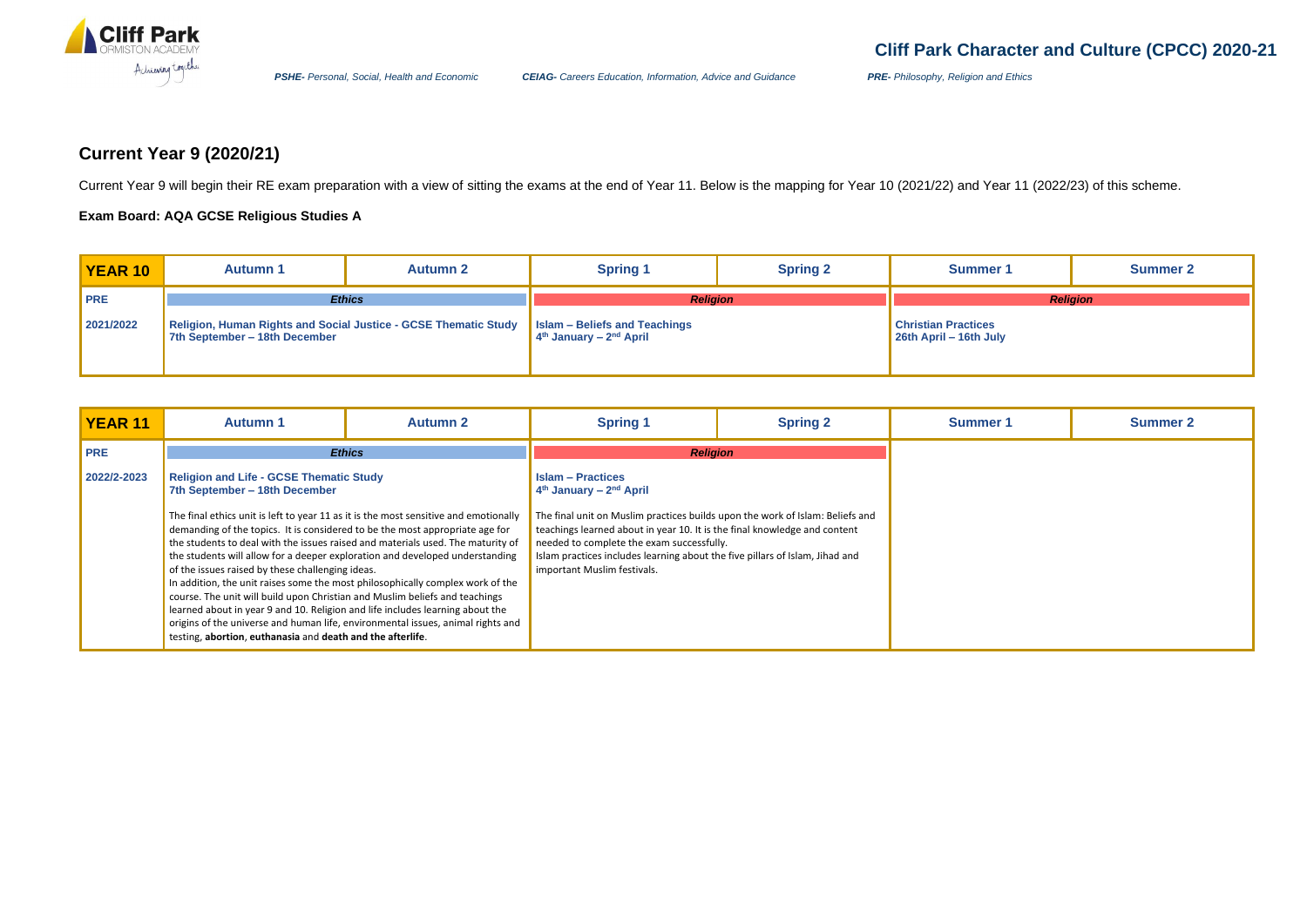**Cliff Park Character and Culture (CPCC) 2020-21**

***PSHE-*** *Personal, Social, Health and Economic* ***CEIAG-*** *Careers Education, Information, Advice and Guidance* ***PRE-*** *Philosophy, Religion and Ethics*

## Current Year 9 (2020/21)

Current Year 9 will begin their RE exam preparation with a view of sitting the exams at the end of Year 11. Below is the mapping for Year 10 (2021/22) and Year 11 (2022/23) of this scheme.

**Exam Board: AQA GCSE Religious Studies A**

| YEAR 10 | Autumn 1 | Autumn 2 | Spring 1 | Spring 2 | Summer 1 | Summer 2 |
|---|---|---|---|---|---|---|
| **PRE** | ***Ethics*** | | ***Religion*** | | ***Religion*** | |
| **2021/2022** | **Religion, Human Rights and Social Justice - GCSE Thematic Study**<br>**7th September – 18th December** | | **Islam – Beliefs and Teachings**<br>**4th January – 2nd April** | | **Christian Practices**<br>**26th April – 16th July** | |

| YEAR 11 | Autumn 1 | Autumn 2 | Spring 1 | Spring 2 | Summer 1 | Summer 2 |
|---|---|---|---|---|---|---|
| **PRE** | ***Ethics*** | | ***Religion*** | | | |
| **2022/2-2023** | **Religion and Life - GCSE Thematic Study**<br>**7th September – 18th December**<br><br>The final ethics unit is left to year 11 as it is the most sensitive and emotionally demanding of the topics. It is considered to be the most appropriate age for the students to deal with the issues raised and materials used. The maturity of the students will allow for a deeper exploration and developed understanding of the issues raised by these challenging ideas.<br>In addition, the unit raises some the most philosophically complex work of the course. The unit will build upon Christian and Muslim beliefs and teachings learned about in year 9 and 10. Religion and life includes learning about the origins of the universe and human life, environmental issues, animal rights and testing, **abortion**, **euthanasia** and **death and the afterlife**. | | **Islam – Practices**<br>**4th January – 2nd April**<br><br>The final unit on Muslim practices builds upon the work of Islam: Beliefs and teachings learned about in year 10. It is the final knowledge and content needed to complete the exam successfully.<br>Islam practices includes learning about the five pillars of Islam, Jihad and important Muslim festivals. | | | |